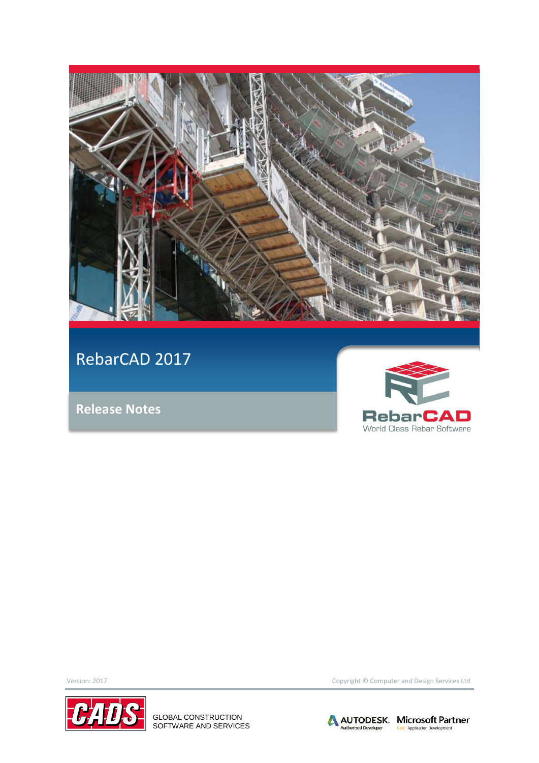# RebarCAD 2017

## Release Notes

RebarCAD
World Class Rebar Software

Version: 2017

Copyright © Computer and Design Services Ltd

GLOBAL CONSTRUCTION SOFTWARE AND SERVICES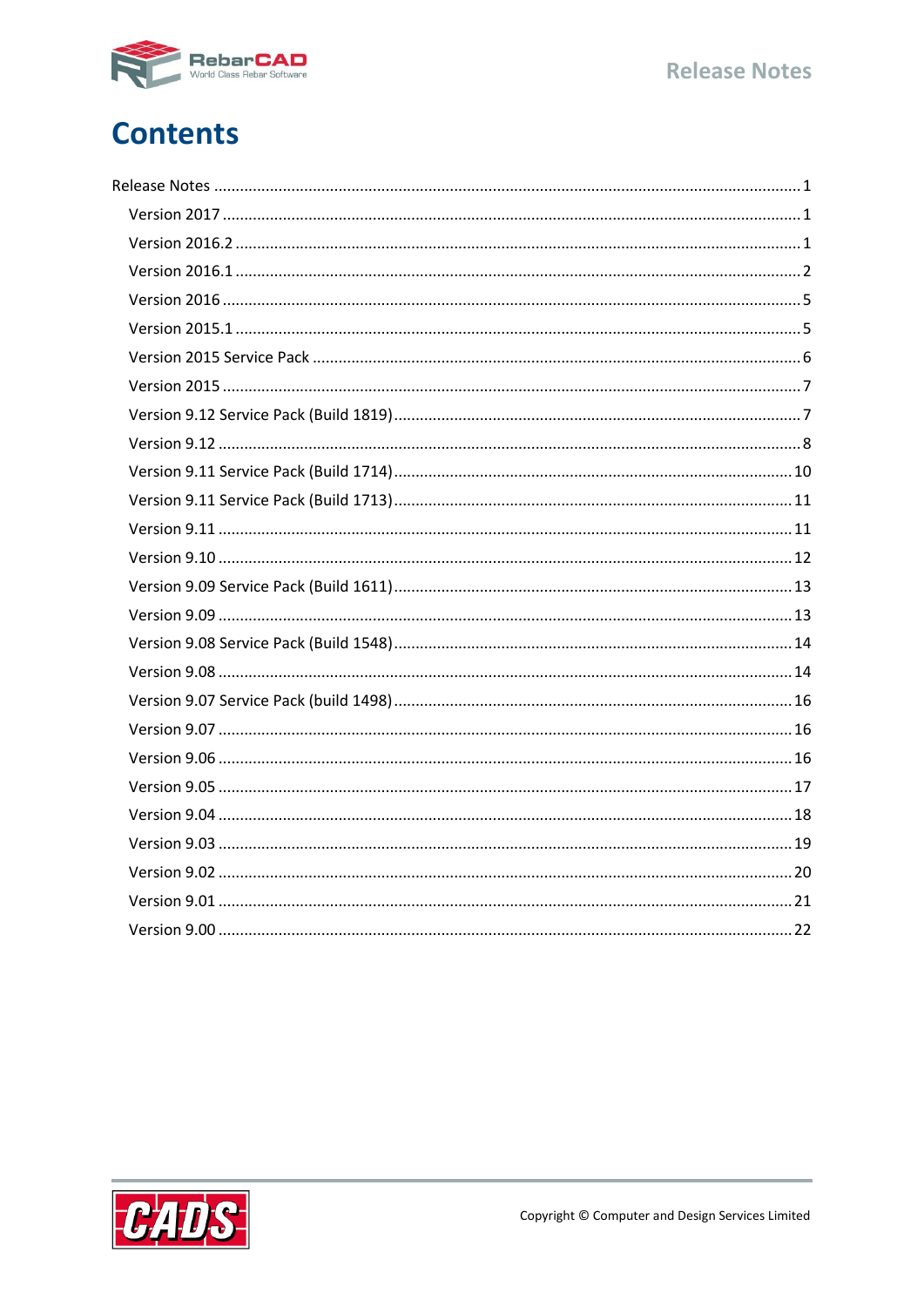# Contents

Release Notes ..... 1

- Version 2017 ..... 1
- Version 2016.2 ..... 1
- Version 2016.1 ..... 2
- Version 2016 ..... 5
- Version 2015.1 ..... 5
- Version 2015 Service Pack ..... 6
- Version 2015 ..... 7
- Version 9.12 Service Pack (Build 1819) ..... 7
- Version 9.12 ..... 8
- Version 9.11 Service Pack (Build 1714) ..... 10
- Version 9.11 Service Pack (Build 1713) ..... 11
- Version 9.11 ..... 11
- Version 9.10 ..... 12
- Version 9.09 Service Pack (Build 1611) ..... 13
- Version 9.09 ..... 13
- Version 9.08 Service Pack (Build 1548) ..... 14
- Version 9.08 ..... 14
- Version 9.07 Service Pack (build 1498) ..... 16
- Version 9.07 ..... 16
- Version 9.06 ..... 16
- Version 9.05 ..... 17
- Version 9.04 ..... 18
- Version 9.03 ..... 19
- Version 9.02 ..... 20
- Version 9.01 ..... 21
- Version 9.00 ..... 22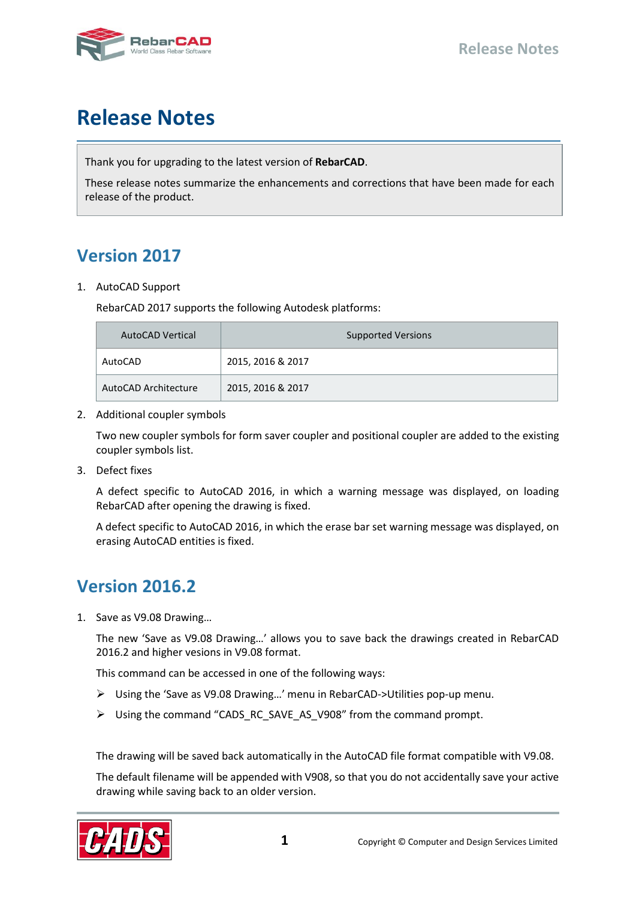# Release Notes

Thank you for upgrading to the latest version of **RebarCAD**.

These release notes summarize the enhancements and corrections that have been made for each release of the product.

## Version 2017

1. AutoCAD Support

   RebarCAD 2017 supports the following Autodesk platforms:

| AutoCAD Vertical | Supported Versions |
|---|---|
| AutoCAD | 2015, 2016 & 2017 |
| AutoCAD Architecture | 2015, 2016 & 2017 |

2. Additional coupler symbols

   Two new coupler symbols for form saver coupler and positional coupler are added to the existing coupler symbols list.

3. Defect fixes

   A defect specific to AutoCAD 2016, in which a warning message was displayed, on loading RebarCAD after opening the drawing is fixed.

   A defect specific to AutoCAD 2016, in which the erase bar set warning message was displayed, on erasing AutoCAD entities is fixed.

## Version 2016.2

1. Save as V9.08 Drawing…

   The new 'Save as V9.08 Drawing…' allows you to save back the drawings created in RebarCAD 2016.2 and higher vesions in V9.08 format.

   This command can be accessed in one of the following ways:

   - Using the 'Save as V9.08 Drawing…' menu in RebarCAD->Utilities pop-up menu.
   - Using the command "CADS_RC_SAVE_AS_V908" from the command prompt.

   The drawing will be saved back automatically in the AutoCAD file format compatible with V9.08.

   The default filename will be appended with V908, so that you do not accidentally save your active drawing while saving back to an older version.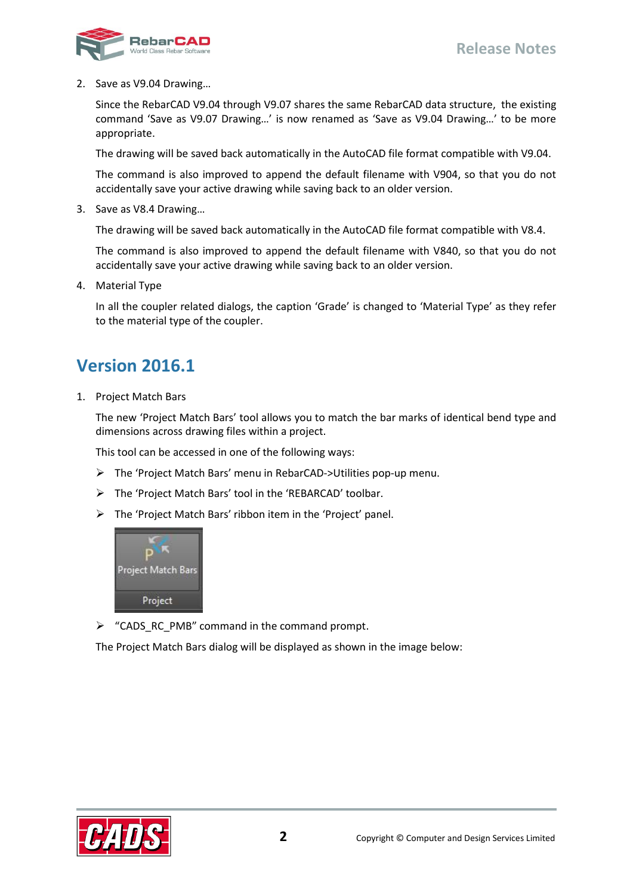2. Save as V9.04 Drawing…

   Since the RebarCAD V9.04 through V9.07 shares the same RebarCAD data structure, the existing command 'Save as V9.07 Drawing…' is now renamed as 'Save as V9.04 Drawing…' to be more appropriate.

   The drawing will be saved back automatically in the AutoCAD file format compatible with V9.04.

   The command is also improved to append the default filename with V904, so that you do not accidentally save your active drawing while saving back to an older version.

3. Save as V8.4 Drawing…

   The drawing will be saved back automatically in the AutoCAD file format compatible with V8.4.

   The command is also improved to append the default filename with V840, so that you do not accidentally save your active drawing while saving back to an older version.

4. Material Type

   In all the coupler related dialogs, the caption 'Grade' is changed to 'Material Type' as they refer to the material type of the coupler.

## Version 2016.1

1. Project Match Bars

   The new 'Project Match Bars' tool allows you to match the bar marks of identical bend type and dimensions across drawing files within a project.

   This tool can be accessed in one of the following ways:

   - The 'Project Match Bars' menu in RebarCAD->Utilities pop-up menu.
   - The 'Project Match Bars' tool in the 'REBARCAD' toolbar.
   - The 'Project Match Bars' ribbon item in the 'Project' panel.
   - "CADS_RC_PMB" command in the command prompt.

   The Project Match Bars dialog will be displayed as shown in the image below: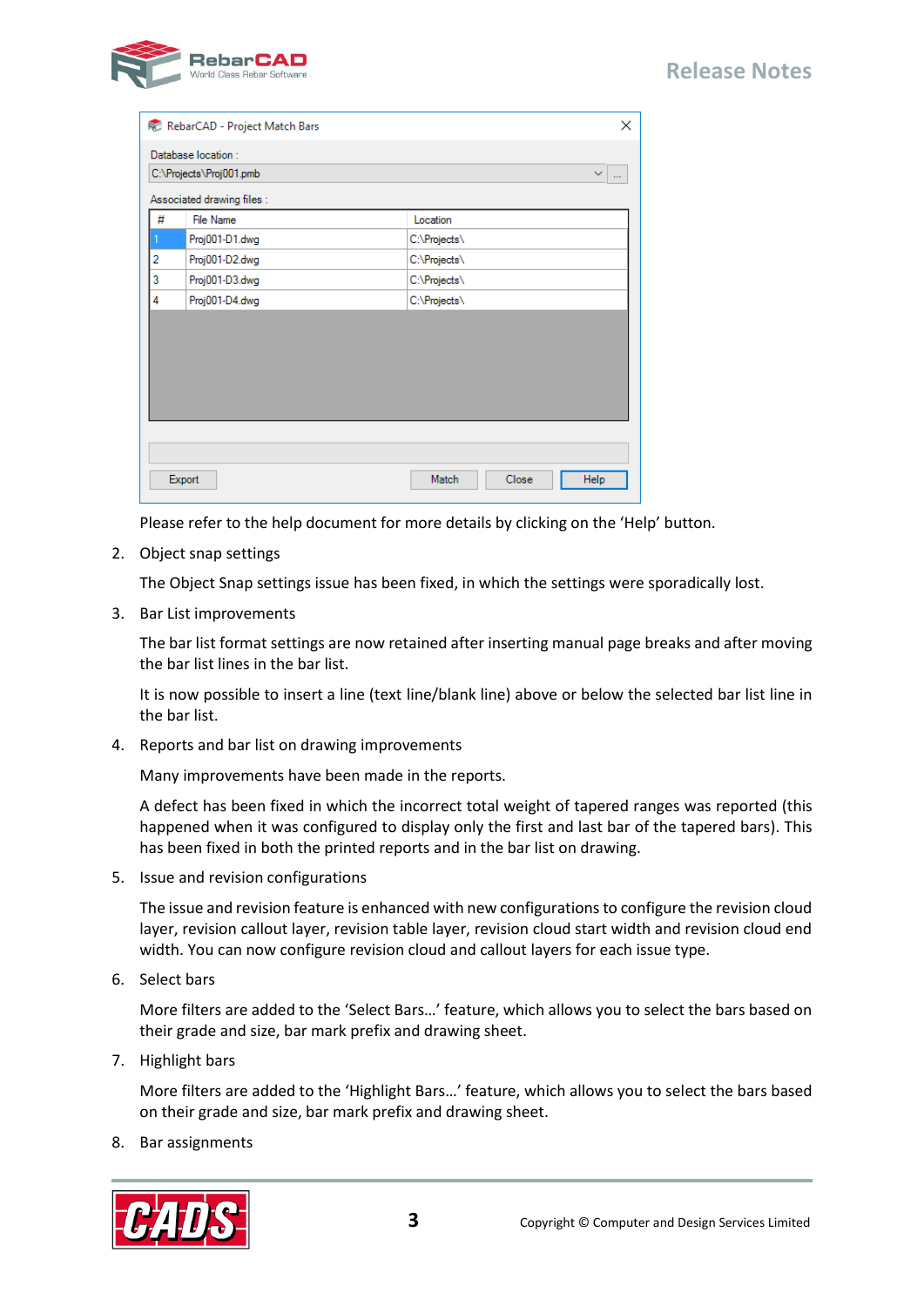Please refer to the help document for more details by clicking on the 'Help' button.

2. Object snap settings

   The Object Snap settings issue has been fixed, in which the settings were sporadically lost.

3. Bar List improvements

   The bar list format settings are now retained after inserting manual page breaks and after moving the bar list lines in the bar list.

   It is now possible to insert a line (text line/blank line) above or below the selected bar list line in the bar list.

4. Reports and bar list on drawing improvements

   Many improvements have been made in the reports.

   A defect has been fixed in which the incorrect total weight of tapered ranges was reported (this happened when it was configured to display only the first and last bar of the tapered bars). This has been fixed in both the printed reports and in the bar list on drawing.

5. Issue and revision configurations

   The issue and revision feature is enhanced with new configurations to configure the revision cloud layer, revision callout layer, revision table layer, revision cloud start width and revision cloud end width. You can now configure revision cloud and callout layers for each issue type.

6. Select bars

   More filters are added to the 'Select Bars…' feature, which allows you to select the bars based on their grade and size, bar mark prefix and drawing sheet.

7. Highlight bars

   More filters are added to the 'Highlight Bars…' feature, which allows you to select the bars based on their grade and size, bar mark prefix and drawing sheet.

8. Bar assignments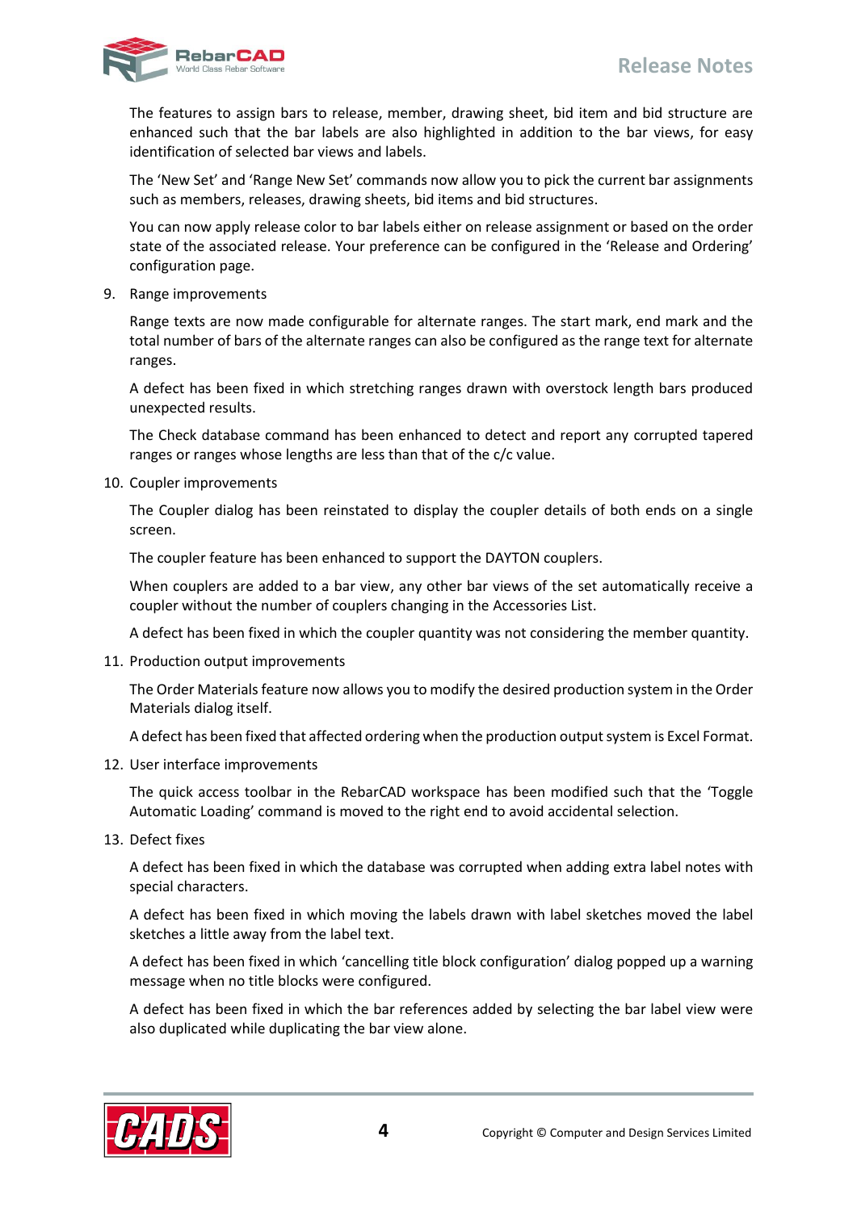The features to assign bars to release, member, drawing sheet, bid item and bid structure are enhanced such that the bar labels are also highlighted in addition to the bar views, for easy identification of selected bar views and labels.

The 'New Set' and 'Range New Set' commands now allow you to pick the current bar assignments such as members, releases, drawing sheets, bid items and bid structures.

You can now apply release color to bar labels either on release assignment or based on the order state of the associated release. Your preference can be configured in the 'Release and Ordering' configuration page.

9. Range improvements

   Range texts are now made configurable for alternate ranges. The start mark, end mark and the total number of bars of the alternate ranges can also be configured as the range text for alternate ranges.

   A defect has been fixed in which stretching ranges drawn with overstock length bars produced unexpected results.

   The Check database command has been enhanced to detect and report any corrupted tapered ranges or ranges whose lengths are less than that of the c/c value.

10. Coupler improvements

    The Coupler dialog has been reinstated to display the coupler details of both ends on a single screen.

    The coupler feature has been enhanced to support the DAYTON couplers.

    When couplers are added to a bar view, any other bar views of the set automatically receive a coupler without the number of couplers changing in the Accessories List.

    A defect has been fixed in which the coupler quantity was not considering the member quantity.

11. Production output improvements

    The Order Materials feature now allows you to modify the desired production system in the Order Materials dialog itself.

    A defect has been fixed that affected ordering when the production output system is Excel Format.

12. User interface improvements

    The quick access toolbar in the RebarCAD workspace has been modified such that the 'Toggle Automatic Loading' command is moved to the right end to avoid accidental selection.

13. Defect fixes

    A defect has been fixed in which the database was corrupted when adding extra label notes with special characters.

    A defect has been fixed in which moving the labels drawn with label sketches moved the label sketches a little away from the label text.

    A defect has been fixed in which 'cancelling title block configuration' dialog popped up a warning message when no title blocks were configured.

    A defect has been fixed in which the bar references added by selecting the bar label view were also duplicated while duplicating the bar view alone.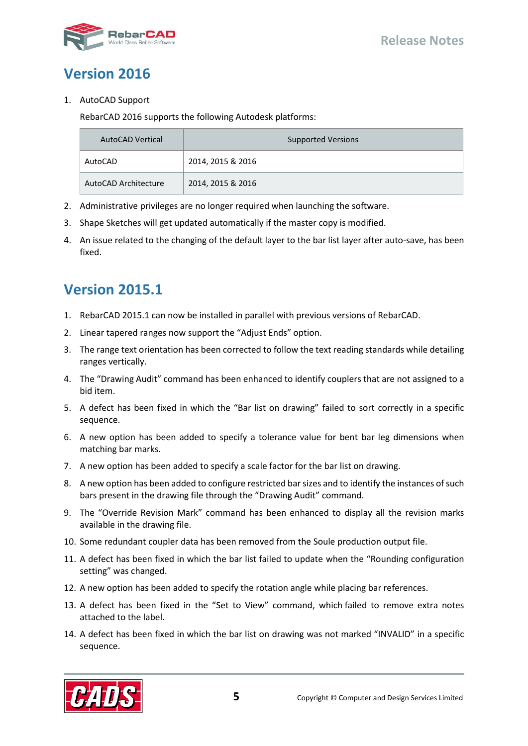## Version 2016

1. AutoCAD Support

   RebarCAD 2016 supports the following Autodesk platforms:

   | AutoCAD Vertical | Supported Versions |
   | --- | --- |
   | AutoCAD | 2014, 2015 & 2016 |
   | AutoCAD Architecture | 2014, 2015 & 2016 |

2. Administrative privileges are no longer required when launching the software.
3. Shape Sketches will get updated automatically if the master copy is modified.
4. An issue related to the changing of the default layer to the bar list layer after auto-save, has been fixed.

## Version 2015.1

1. RebarCAD 2015.1 can now be installed in parallel with previous versions of RebarCAD.
2. Linear tapered ranges now support the “Adjust Ends” option.
3. The range text orientation has been corrected to follow the text reading standards while detailing ranges vertically.
4. The “Drawing Audit” command has been enhanced to identify couplers that are not assigned to a bid item.
5. A defect has been fixed in which the “Bar list on drawing” failed to sort correctly in a specific sequence.
6. A new option has been added to specify a tolerance value for bent bar leg dimensions when matching bar marks.
7. A new option has been added to specify a scale factor for the bar list on drawing.
8. A new option has been added to configure restricted bar sizes and to identify the instances of such bars present in the drawing file through the “Drawing Audit” command.
9. The “Override Revision Mark” command has been enhanced to display all the revision marks available in the drawing file.
10. Some redundant coupler data has been removed from the Soule production output file.
11. A defect has been fixed in which the bar list failed to update when the “Rounding configuration setting” was changed.
12. A new option has been added to specify the rotation angle while placing bar references.
13. A defect has been fixed in the “Set to View” command, which failed to remove extra notes attached to the label.
14. A defect has been fixed in which the bar list on drawing was not marked “INVALID” in a specific sequence.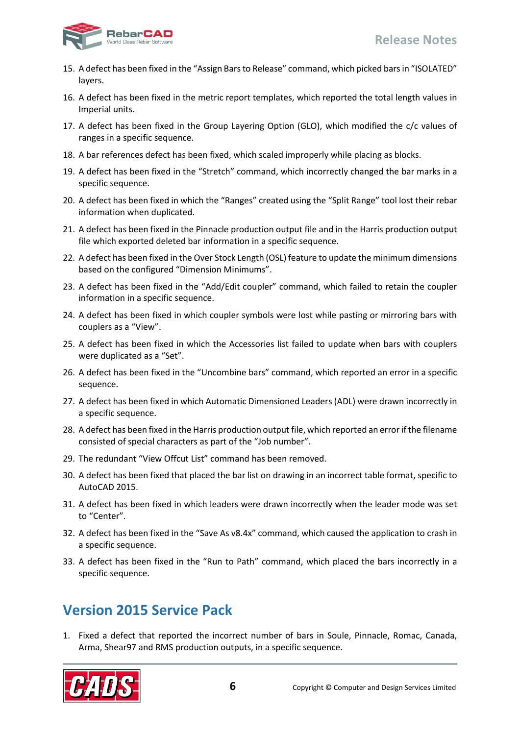15. A defect has been fixed in the “Assign Bars to Release” command, which picked bars in “ISOLATED” layers.
16. A defect has been fixed in the metric report templates, which reported the total length values in Imperial units.
17. A defect has been fixed in the Group Layering Option (GLO), which modified the c/c values of ranges in a specific sequence.
18. A bar references defect has been fixed, which scaled improperly while placing as blocks.
19. A defect has been fixed in the “Stretch” command, which incorrectly changed the bar marks in a specific sequence.
20. A defect has been fixed in which the “Ranges” created using the “Split Range” tool lost their rebar information when duplicated.
21. A defect has been fixed in the Pinnacle production output file and in the Harris production output file which exported deleted bar information in a specific sequence.
22. A defect has been fixed in the Over Stock Length (OSL) feature to update the minimum dimensions based on the configured “Dimension Minimums”.
23. A defect has been fixed in the “Add/Edit coupler” command, which failed to retain the coupler information in a specific sequence.
24. A defect has been fixed in which coupler symbols were lost while pasting or mirroring bars with couplers as a “View”.
25. A defect has been fixed in which the Accessories list failed to update when bars with couplers were duplicated as a “Set”.
26. A defect has been fixed in the “Uncombine bars” command, which reported an error in a specific sequence.
27. A defect has been fixed in which Automatic Dimensioned Leaders (ADL) were drawn incorrectly in a specific sequence.
28. A defect has been fixed in the Harris production output file, which reported an error if the filename consisted of special characters as part of the “Job number”.
29. The redundant “View Offcut List” command has been removed.
30. A defect has been fixed that placed the bar list on drawing in an incorrect table format, specific to AutoCAD 2015.
31. A defect has been fixed in which leaders were drawn incorrectly when the leader mode was set to “Center”.
32. A defect has been fixed in the “Save As v8.4x” command, which caused the application to crash in a specific sequence.
33. A defect has been fixed in the “Run to Path” command, which placed the bars incorrectly in a specific sequence.

## Version 2015 Service Pack

1. Fixed a defect that reported the incorrect number of bars in Soule, Pinnacle, Romac, Canada, Arma, Shear97 and RMS production outputs, in a specific sequence.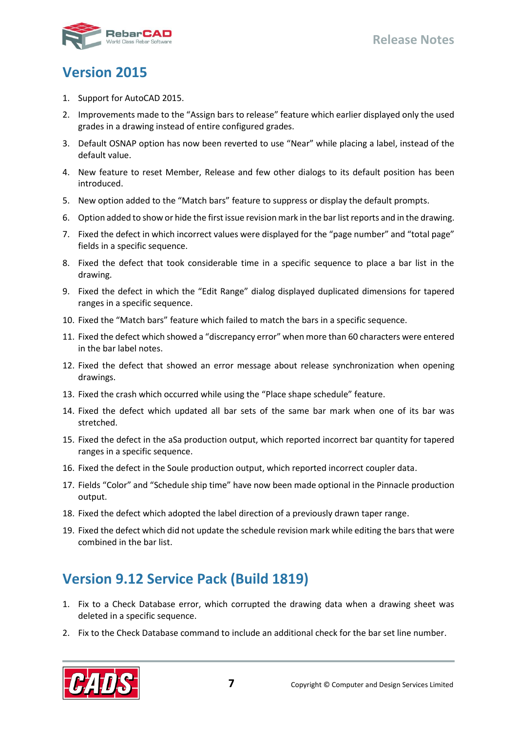## Version 2015

1. Support for AutoCAD 2015.
2. Improvements made to the “Assign bars to release” feature which earlier displayed only the used grades in a drawing instead of entire configured grades.
3. Default OSNAP option has now been reverted to use “Near” while placing a label, instead of the default value.
4. New feature to reset Member, Release and few other dialogs to its default position has been introduced.
5. New option added to the “Match bars” feature to suppress or display the default prompts.
6. Option added to show or hide the first issue revision mark in the bar list reports and in the drawing.
7. Fixed the defect in which incorrect values were displayed for the “page number” and “total page” fields in a specific sequence.
8. Fixed the defect that took considerable time in a specific sequence to place a bar list in the drawing.
9. Fixed the defect in which the “Edit Range” dialog displayed duplicated dimensions for tapered ranges in a specific sequence.
10. Fixed the “Match bars” feature which failed to match the bars in a specific sequence.
11. Fixed the defect which showed a “discrepancy error” when more than 60 characters were entered in the bar label notes.
12. Fixed the defect that showed an error message about release synchronization when opening drawings.
13. Fixed the crash which occurred while using the “Place shape schedule” feature.
14. Fixed the defect which updated all bar sets of the same bar mark when one of its bar was stretched.
15. Fixed the defect in the aSa production output, which reported incorrect bar quantity for tapered ranges in a specific sequence.
16. Fixed the defect in the Soule production output, which reported incorrect coupler data.
17. Fields “Color” and “Schedule ship time” have now been made optional in the Pinnacle production output.
18. Fixed the defect which adopted the label direction of a previously drawn taper range.
19. Fixed the defect which did not update the schedule revision mark while editing the bars that were combined in the bar list.

## Version 9.12 Service Pack (Build 1819)

1. Fix to a Check Database error, which corrupted the drawing data when a drawing sheet was deleted in a specific sequence.
2. Fix to the Check Database command to include an additional check for the bar set line number.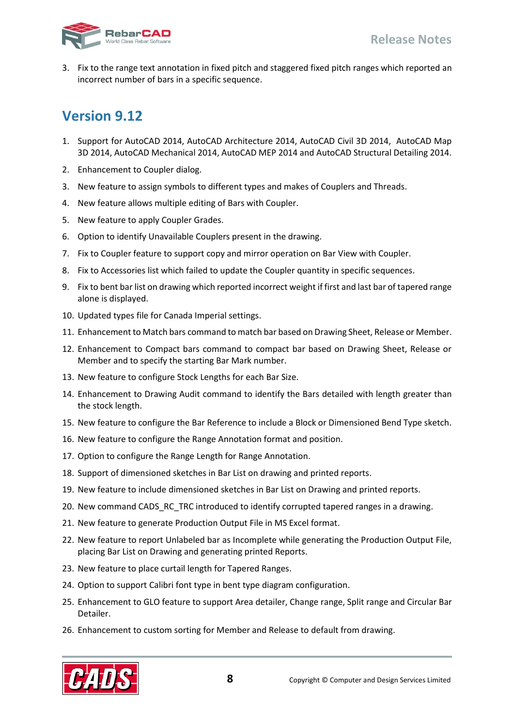3. Fix to the range text annotation in fixed pitch and staggered fixed pitch ranges which reported an incorrect number of bars in a specific sequence.

## Version 9.12

1. Support for AutoCAD 2014, AutoCAD Architecture 2014, AutoCAD Civil 3D 2014, AutoCAD Map 3D 2014, AutoCAD Mechanical 2014, AutoCAD MEP 2014 and AutoCAD Structural Detailing 2014.
2. Enhancement to Coupler dialog.
3. New feature to assign symbols to different types and makes of Couplers and Threads.
4. New feature allows multiple editing of Bars with Coupler.
5. New feature to apply Coupler Grades.
6. Option to identify Unavailable Couplers present in the drawing.
7. Fix to Coupler feature to support copy and mirror operation on Bar View with Coupler.
8. Fix to Accessories list which failed to update the Coupler quantity in specific sequences.
9. Fix to bent bar list on drawing which reported incorrect weight if first and last bar of tapered range alone is displayed.
10. Updated types file for Canada Imperial settings.
11. Enhancement to Match bars command to match bar based on Drawing Sheet, Release or Member.
12. Enhancement to Compact bars command to compact bar based on Drawing Sheet, Release or Member and to specify the starting Bar Mark number.
13. New feature to configure Stock Lengths for each Bar Size.
14. Enhancement to Drawing Audit command to identify the Bars detailed with length greater than the stock length.
15. New feature to configure the Bar Reference to include a Block or Dimensioned Bend Type sketch.
16. New feature to configure the Range Annotation format and position.
17. Option to configure the Range Length for Range Annotation.
18. Support of dimensioned sketches in Bar List on drawing and printed reports.
19. New feature to include dimensioned sketches in Bar List on Drawing and printed reports.
20. New command CADS_RC_TRC introduced to identify corrupted tapered ranges in a drawing.
21. New feature to generate Production Output File in MS Excel format.
22. New feature to report Unlabeled bar as Incomplete while generating the Production Output File, placing Bar List on Drawing and generating printed Reports.
23. New feature to place curtail length for Tapered Ranges.
24. Option to support Calibri font type in bent type diagram configuration.
25. Enhancement to GLO feature to support Area detailer, Change range, Split range and Circular Bar Detailer.
26. Enhancement to custom sorting for Member and Release to default from drawing.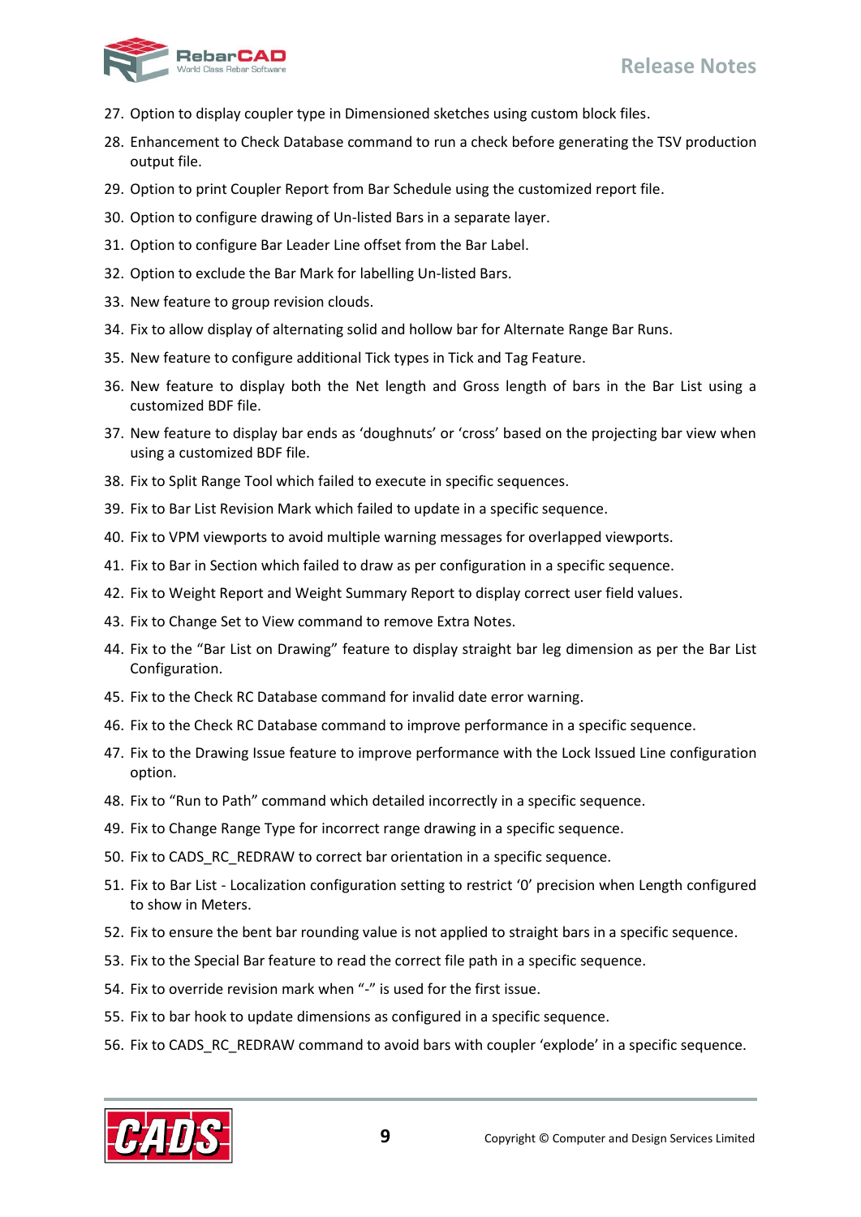27. Option to display coupler type in Dimensioned sketches using custom block files.
28. Enhancement to Check Database command to run a check before generating the TSV production output file.
29. Option to print Coupler Report from Bar Schedule using the customized report file.
30. Option to configure drawing of Un-listed Bars in a separate layer.
31. Option to configure Bar Leader Line offset from the Bar Label.
32. Option to exclude the Bar Mark for labelling Un-listed Bars.
33. New feature to group revision clouds.
34. Fix to allow display of alternating solid and hollow bar for Alternate Range Bar Runs.
35. New feature to configure additional Tick types in Tick and Tag Feature.
36. New feature to display both the Net length and Gross length of bars in the Bar List using a customized BDF file.
37. New feature to display bar ends as ‘doughnuts’ or ‘cross’ based on the projecting bar view when using a customized BDF file.
38. Fix to Split Range Tool which failed to execute in specific sequences.
39. Fix to Bar List Revision Mark which failed to update in a specific sequence.
40. Fix to VPM viewports to avoid multiple warning messages for overlapped viewports.
41. Fix to Bar in Section which failed to draw as per configuration in a specific sequence.
42. Fix to Weight Report and Weight Summary Report to display correct user field values.
43. Fix to Change Set to View command to remove Extra Notes.
44. Fix to the “Bar List on Drawing” feature to display straight bar leg dimension as per the Bar List Configuration.
45. Fix to the Check RC Database command for invalid date error warning.
46. Fix to the Check RC Database command to improve performance in a specific sequence.
47. Fix to the Drawing Issue feature to improve performance with the Lock Issued Line configuration option.
48. Fix to “Run to Path” command which detailed incorrectly in a specific sequence.
49. Fix to Change Range Type for incorrect range drawing in a specific sequence.
50. Fix to CADS_RC_REDRAW to correct bar orientation in a specific sequence.
51. Fix to Bar List - Localization configuration setting to restrict ‘0’ precision when Length configured to show in Meters.
52. Fix to ensure the bent bar rounding value is not applied to straight bars in a specific sequence.
53. Fix to the Special Bar feature to read the correct file path in a specific sequence.
54. Fix to override revision mark when “-” is used for the first issue.
55. Fix to bar hook to update dimensions as configured in a specific sequence.
56. Fix to CADS_RC_REDRAW command to avoid bars with coupler ‘explode’ in a specific sequence.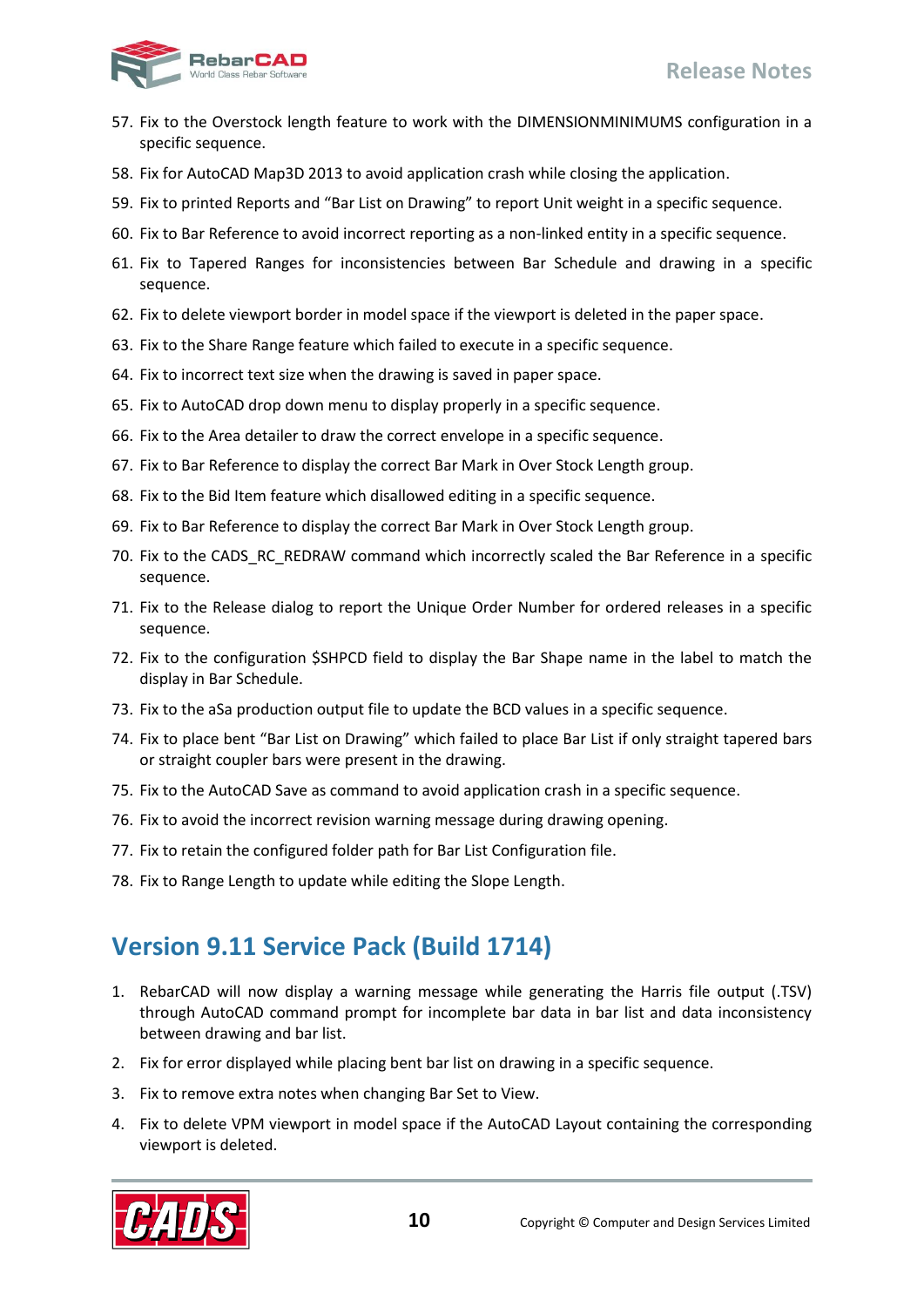57. Fix to the Overstock length feature to work with the DIMENSIONMINIMUMS configuration in a specific sequence.
58. Fix for AutoCAD Map3D 2013 to avoid application crash while closing the application.
59. Fix to printed Reports and "Bar List on Drawing" to report Unit weight in a specific sequence.
60. Fix to Bar Reference to avoid incorrect reporting as a non-linked entity in a specific sequence.
61. Fix to Tapered Ranges for inconsistencies between Bar Schedule and drawing in a specific sequence.
62. Fix to delete viewport border in model space if the viewport is deleted in the paper space.
63. Fix to the Share Range feature which failed to execute in a specific sequence.
64. Fix to incorrect text size when the drawing is saved in paper space.
65. Fix to AutoCAD drop down menu to display properly in a specific sequence.
66. Fix to the Area detailer to draw the correct envelope in a specific sequence.
67. Fix to Bar Reference to display the correct Bar Mark in Over Stock Length group.
68. Fix to the Bid Item feature which disallowed editing in a specific sequence.
69. Fix to Bar Reference to display the correct Bar Mark in Over Stock Length group.
70. Fix to the CADS_RC_REDRAW command which incorrectly scaled the Bar Reference in a specific sequence.
71. Fix to the Release dialog to report the Unique Order Number for ordered releases in a specific sequence.
72. Fix to the configuration $SHPCD field to display the Bar Shape name in the label to match the display in Bar Schedule.
73. Fix to the aSa production output file to update the BCD values in a specific sequence.
74. Fix to place bent "Bar List on Drawing" which failed to place Bar List if only straight tapered bars or straight coupler bars were present in the drawing.
75. Fix to the AutoCAD Save as command to avoid application crash in a specific sequence.
76. Fix to avoid the incorrect revision warning message during drawing opening.
77. Fix to retain the configured folder path for Bar List Configuration file.
78. Fix to Range Length to update while editing the Slope Length.

## Version 9.11 Service Pack (Build 1714)

1. RebarCAD will now display a warning message while generating the Harris file output (.TSV) through AutoCAD command prompt for incomplete bar data in bar list and data inconsistency between drawing and bar list.
2. Fix for error displayed while placing bent bar list on drawing in a specific sequence.
3. Fix to remove extra notes when changing Bar Set to View.
4. Fix to delete VPM viewport in model space if the AutoCAD Layout containing the corresponding viewport is deleted.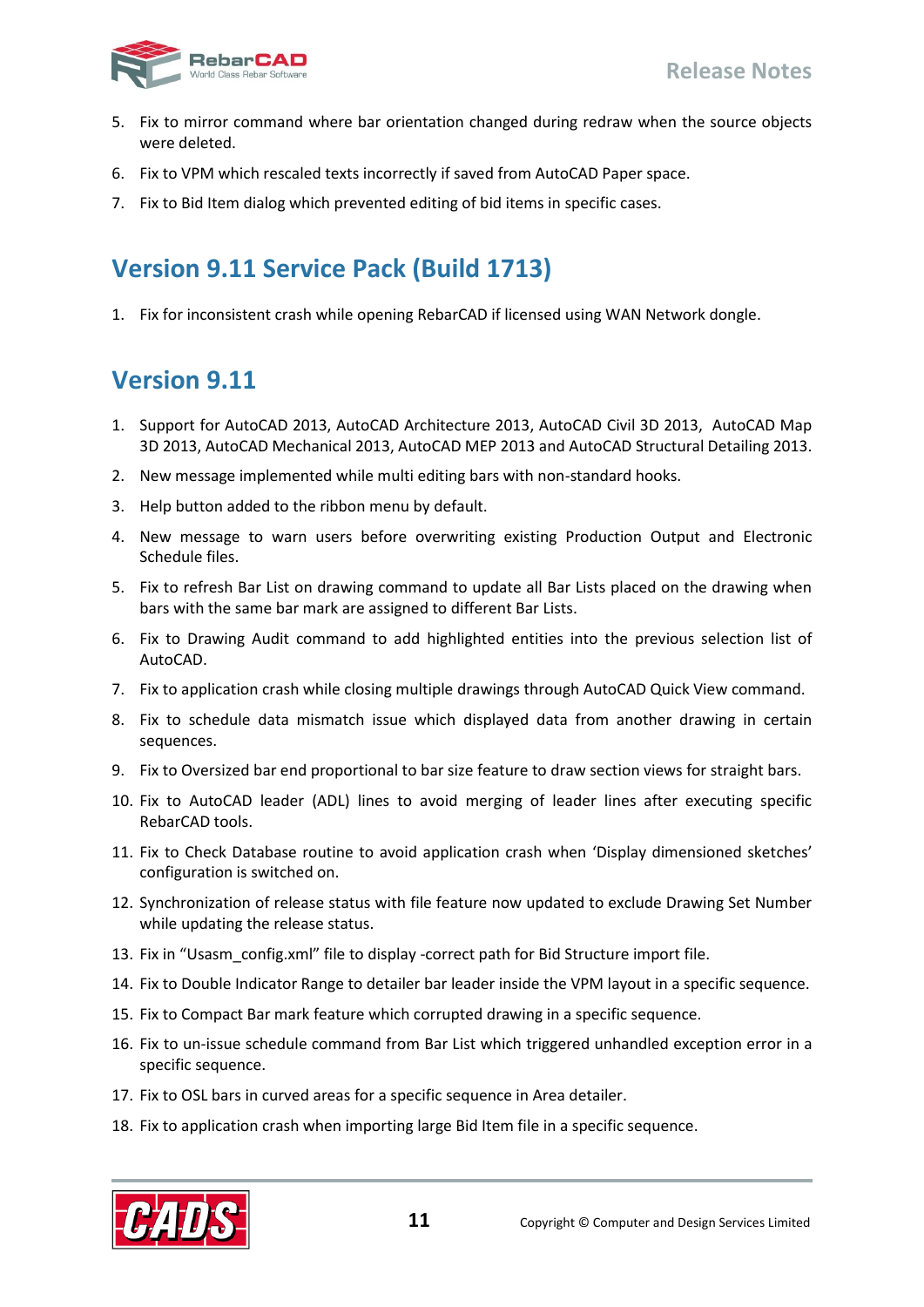5. Fix to mirror command where bar orientation changed during redraw when the source objects were deleted.
6. Fix to VPM which rescaled texts incorrectly if saved from AutoCAD Paper space.
7. Fix to Bid Item dialog which prevented editing of bid items in specific cases.

## Version 9.11 Service Pack (Build 1713)

1. Fix for inconsistent crash while opening RebarCAD if licensed using WAN Network dongle.

## Version 9.11

1. Support for AutoCAD 2013, AutoCAD Architecture 2013, AutoCAD Civil 3D 2013, AutoCAD Map 3D 2013, AutoCAD Mechanical 2013, AutoCAD MEP 2013 and AutoCAD Structural Detailing 2013.
2. New message implemented while multi editing bars with non-standard hooks.
3. Help button added to the ribbon menu by default.
4. New message to warn users before overwriting existing Production Output and Electronic Schedule files.
5. Fix to refresh Bar List on drawing command to update all Bar Lists placed on the drawing when bars with the same bar mark are assigned to different Bar Lists.
6. Fix to Drawing Audit command to add highlighted entities into the previous selection list of AutoCAD.
7. Fix to application crash while closing multiple drawings through AutoCAD Quick View command.
8. Fix to schedule data mismatch issue which displayed data from another drawing in certain sequences.
9. Fix to Oversized bar end proportional to bar size feature to draw section views for straight bars.
10. Fix to AutoCAD leader (ADL) lines to avoid merging of leader lines after executing specific RebarCAD tools.
11. Fix to Check Database routine to avoid application crash when 'Display dimensioned sketches' configuration is switched on.
12. Synchronization of release status with file feature now updated to exclude Drawing Set Number while updating the release status.
13. Fix in "Usasm_config.xml" file to display -correct path for Bid Structure import file.
14. Fix to Double Indicator Range to detailer bar leader inside the VPM layout in a specific sequence.
15. Fix to Compact Bar mark feature which corrupted drawing in a specific sequence.
16. Fix to un-issue schedule command from Bar List which triggered unhandled exception error in a specific sequence.
17. Fix to OSL bars in curved areas for a specific sequence in Area detailer.
18. Fix to application crash when importing large Bid Item file in a specific sequence.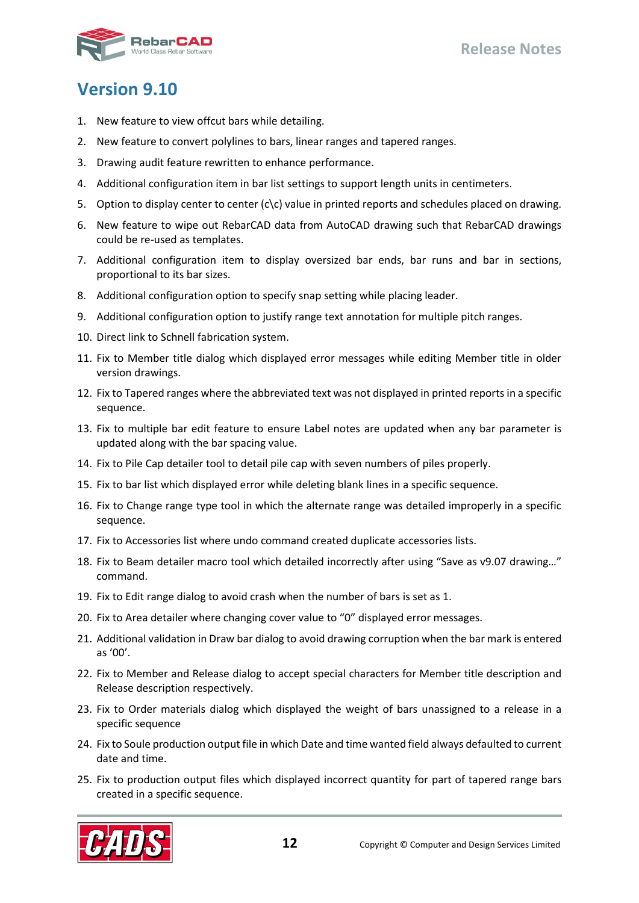## Version 9.10

1. New feature to view offcut bars while detailing.
2. New feature to convert polylines to bars, linear ranges and tapered ranges.
3. Drawing audit feature rewritten to enhance performance.
4. Additional configuration item in bar list settings to support length units in centimeters.
5. Option to display center to center (c\c) value in printed reports and schedules placed on drawing.
6. New feature to wipe out RebarCAD data from AutoCAD drawing such that RebarCAD drawings could be re-used as templates.
7. Additional configuration item to display oversized bar ends, bar runs and bar in sections, proportional to its bar sizes.
8. Additional configuration option to specify snap setting while placing leader.
9. Additional configuration option to justify range text annotation for multiple pitch ranges.
10. Direct link to Schnell fabrication system.
11. Fix to Member title dialog which displayed error messages while editing Member title in older version drawings.
12. Fix to Tapered ranges where the abbreviated text was not displayed in printed reports in a specific sequence.
13. Fix to multiple bar edit feature to ensure Label notes are updated when any bar parameter is updated along with the bar spacing value.
14. Fix to Pile Cap detailer tool to detail pile cap with seven numbers of piles properly.
15. Fix to bar list which displayed error while deleting blank lines in a specific sequence.
16. Fix to Change range type tool in which the alternate range was detailed improperly in a specific sequence.
17. Fix to Accessories list where undo command created duplicate accessories lists.
18. Fix to Beam detailer macro tool which detailed incorrectly after using "Save as v9.07 drawing…" command.
19. Fix to Edit range dialog to avoid crash when the number of bars is set as 1.
20. Fix to Area detailer where changing cover value to "0" displayed error messages.
21. Additional validation in Draw bar dialog to avoid drawing corruption when the bar mark is entered as '00'.
22. Fix to Member and Release dialog to accept special characters for Member title description and Release description respectively.
23. Fix to Order materials dialog which displayed the weight of bars unassigned to a release in a specific sequence
24. Fix to Soule production output file in which Date and time wanted field always defaulted to current date and time.
25. Fix to production output files which displayed incorrect quantity for part of tapered range bars created in a specific sequence.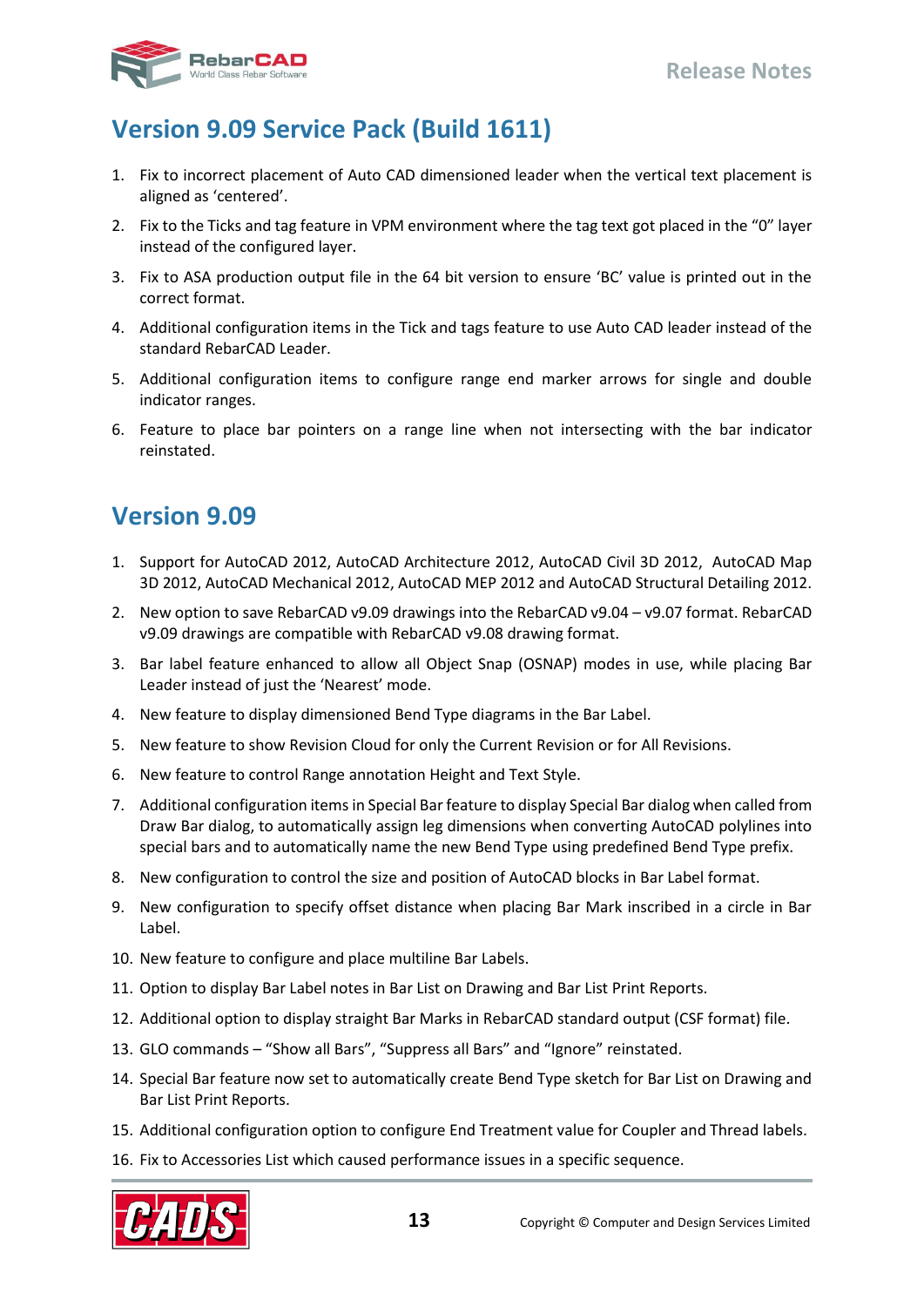## Version 9.09 Service Pack (Build 1611)

1. Fix to incorrect placement of Auto CAD dimensioned leader when the vertical text placement is aligned as ‘centered’.
2. Fix to the Ticks and tag feature in VPM environment where the tag text got placed in the “0” layer instead of the configured layer.
3. Fix to ASA production output file in the 64 bit version to ensure ‘BC’ value is printed out in the correct format.
4. Additional configuration items in the Tick and tags feature to use Auto CAD leader instead of the standard RebarCAD Leader.
5. Additional configuration items to configure range end marker arrows for single and double indicator ranges.
6. Feature to place bar pointers on a range line when not intersecting with the bar indicator reinstated.

## Version 9.09

1. Support for AutoCAD 2012, AutoCAD Architecture 2012, AutoCAD Civil 3D 2012, AutoCAD Map 3D 2012, AutoCAD Mechanical 2012, AutoCAD MEP 2012 and AutoCAD Structural Detailing 2012.
2. New option to save RebarCAD v9.09 drawings into the RebarCAD v9.04 – v9.07 format. RebarCAD v9.09 drawings are compatible with RebarCAD v9.08 drawing format.
3. Bar label feature enhanced to allow all Object Snap (OSNAP) modes in use, while placing Bar Leader instead of just the ‘Nearest’ mode.
4. New feature to display dimensioned Bend Type diagrams in the Bar Label.
5. New feature to show Revision Cloud for only the Current Revision or for All Revisions.
6. New feature to control Range annotation Height and Text Style.
7. Additional configuration items in Special Bar feature to display Special Bar dialog when called from Draw Bar dialog, to automatically assign leg dimensions when converting AutoCAD polylines into special bars and to automatically name the new Bend Type using predefined Bend Type prefix.
8. New configuration to control the size and position of AutoCAD blocks in Bar Label format.
9. New configuration to specify offset distance when placing Bar Mark inscribed in a circle in Bar Label.
10. New feature to configure and place multiline Bar Labels.
11. Option to display Bar Label notes in Bar List on Drawing and Bar List Print Reports.
12. Additional option to display straight Bar Marks in RebarCAD standard output (CSF format) file.
13. GLO commands – “Show all Bars”, “Suppress all Bars” and “Ignore” reinstated.
14. Special Bar feature now set to automatically create Bend Type sketch for Bar List on Drawing and Bar List Print Reports.
15. Additional configuration option to configure End Treatment value for Coupler and Thread labels.
16. Fix to Accessories List which caused performance issues in a specific sequence.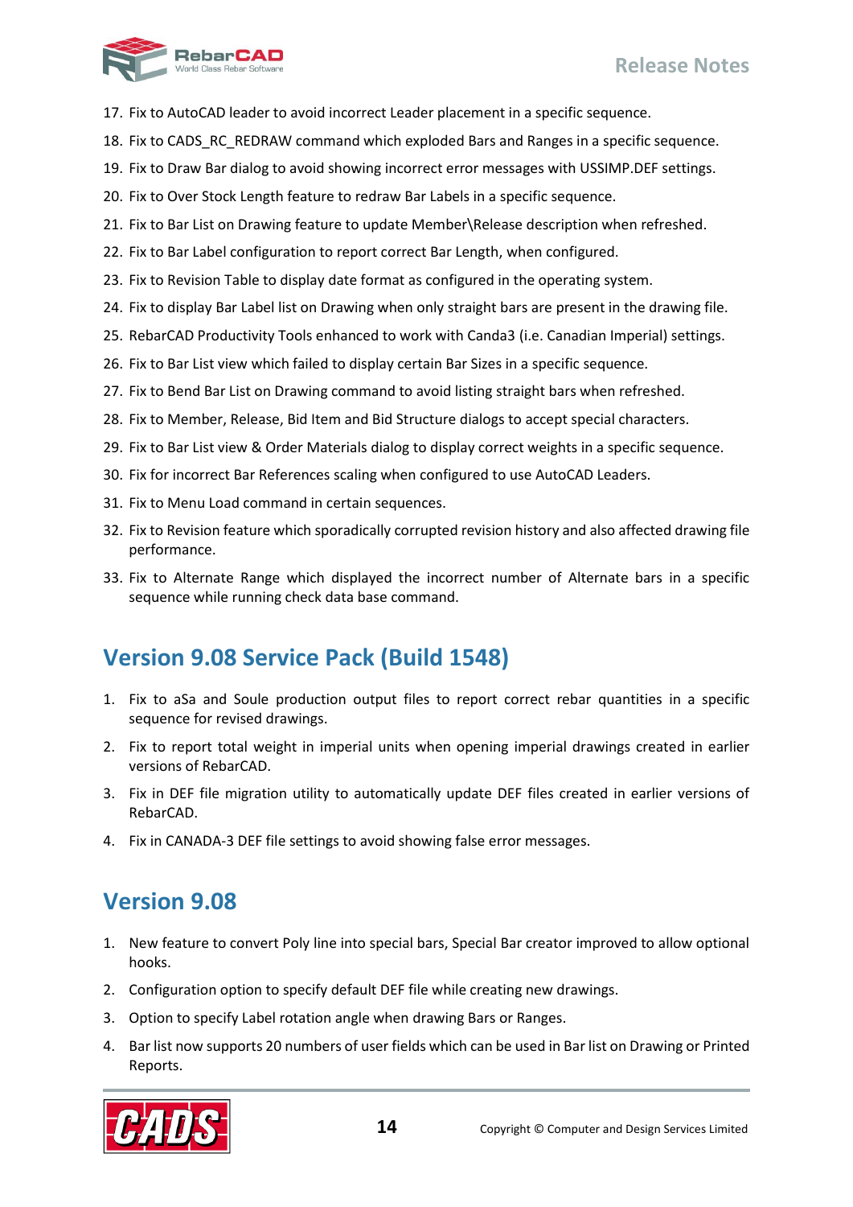17. Fix to AutoCAD leader to avoid incorrect Leader placement in a specific sequence.
18. Fix to CADS_RC_REDRAW command which exploded Bars and Ranges in a specific sequence.
19. Fix to Draw Bar dialog to avoid showing incorrect error messages with USSIMP.DEF settings.
20. Fix to Over Stock Length feature to redraw Bar Labels in a specific sequence.
21. Fix to Bar List on Drawing feature to update Member\Release description when refreshed.
22. Fix to Bar Label configuration to report correct Bar Length, when configured.
23. Fix to Revision Table to display date format as configured in the operating system.
24. Fix to display Bar Label list on Drawing when only straight bars are present in the drawing file.
25. RebarCAD Productivity Tools enhanced to work with Canda3 (i.e. Canadian Imperial) settings.
26. Fix to Bar List view which failed to display certain Bar Sizes in a specific sequence.
27. Fix to Bend Bar List on Drawing command to avoid listing straight bars when refreshed.
28. Fix to Member, Release, Bid Item and Bid Structure dialogs to accept special characters.
29. Fix to Bar List view & Order Materials dialog to display correct weights in a specific sequence.
30. Fix for incorrect Bar References scaling when configured to use AutoCAD Leaders.
31. Fix to Menu Load command in certain sequences.
32. Fix to Revision feature which sporadically corrupted revision history and also affected drawing file performance.
33. Fix to Alternate Range which displayed the incorrect number of Alternate bars in a specific sequence while running check data base command.

## Version 9.08 Service Pack (Build 1548)

1. Fix to aSa and Soule production output files to report correct rebar quantities in a specific sequence for revised drawings.
2. Fix to report total weight in imperial units when opening imperial drawings created in earlier versions of RebarCAD.
3. Fix in DEF file migration utility to automatically update DEF files created in earlier versions of RebarCAD.
4. Fix in CANADA-3 DEF file settings to avoid showing false error messages.

## Version 9.08

1. New feature to convert Poly line into special bars, Special Bar creator improved to allow optional hooks.
2. Configuration option to specify default DEF file while creating new drawings.
3. Option to specify Label rotation angle when drawing Bars or Ranges.
4. Bar list now supports 20 numbers of user fields which can be used in Bar list on Drawing or Printed Reports.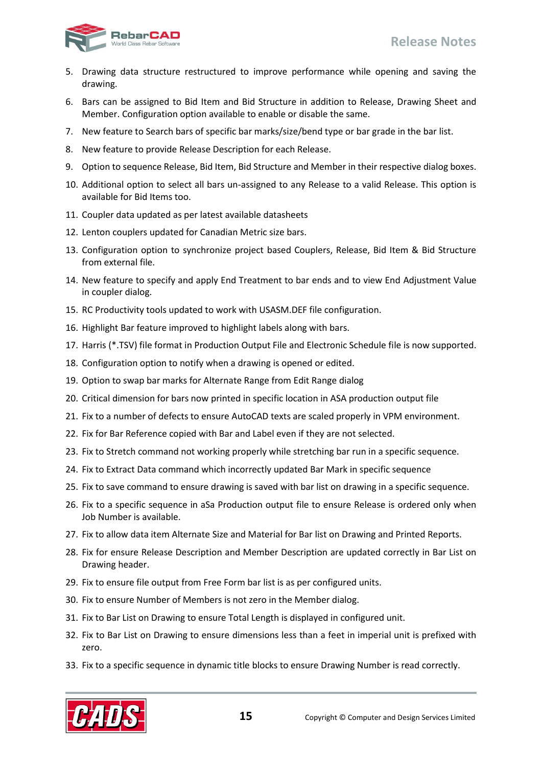5. Drawing data structure restructured to improve performance while opening and saving the drawing.
6. Bars can be assigned to Bid Item and Bid Structure in addition to Release, Drawing Sheet and Member. Configuration option available to enable or disable the same.
7. New feature to Search bars of specific bar marks/size/bend type or bar grade in the bar list.
8. New feature to provide Release Description for each Release.
9. Option to sequence Release, Bid Item, Bid Structure and Member in their respective dialog boxes.
10. Additional option to select all bars un-assigned to any Release to a valid Release. This option is available for Bid Items too.
11. Coupler data updated as per latest available datasheets
12. Lenton couplers updated for Canadian Metric size bars.
13. Configuration option to synchronize project based Couplers, Release, Bid Item & Bid Structure from external file.
14. New feature to specify and apply End Treatment to bar ends and to view End Adjustment Value in coupler dialog.
15. RC Productivity tools updated to work with USASM.DEF file configuration.
16. Highlight Bar feature improved to highlight labels along with bars.
17. Harris (*.TSV) file format in Production Output File and Electronic Schedule file is now supported.
18. Configuration option to notify when a drawing is opened or edited.
19. Option to swap bar marks for Alternate Range from Edit Range dialog
20. Critical dimension for bars now printed in specific location in ASA production output file
21. Fix to a number of defects to ensure AutoCAD texts are scaled properly in VPM environment.
22. Fix for Bar Reference copied with Bar and Label even if they are not selected.
23. Fix to Stretch command not working properly while stretching bar run in a specific sequence.
24. Fix to Extract Data command which incorrectly updated Bar Mark in specific sequence
25. Fix to save command to ensure drawing is saved with bar list on drawing in a specific sequence.
26. Fix to a specific sequence in aSa Production output file to ensure Release is ordered only when Job Number is available.
27. Fix to allow data item Alternate Size and Material for Bar list on Drawing and Printed Reports.
28. Fix for ensure Release Description and Member Description are updated correctly in Bar List on Drawing header.
29. Fix to ensure file output from Free Form bar list is as per configured units.
30. Fix to ensure Number of Members is not zero in the Member dialog.
31. Fix to Bar List on Drawing to ensure Total Length is displayed in configured unit.
32. Fix to Bar List on Drawing to ensure dimensions less than a feet in imperial unit is prefixed with zero.
33. Fix to a specific sequence in dynamic title blocks to ensure Drawing Number is read correctly.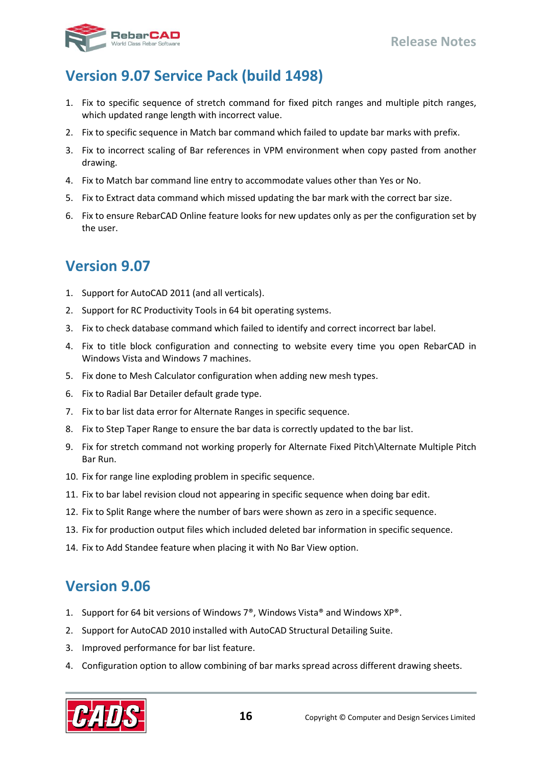## Version 9.07 Service Pack (build 1498)

1. Fix to specific sequence of stretch command for fixed pitch ranges and multiple pitch ranges, which updated range length with incorrect value.
2. Fix to specific sequence in Match bar command which failed to update bar marks with prefix.
3. Fix to incorrect scaling of Bar references in VPM environment when copy pasted from another drawing.
4. Fix to Match bar command line entry to accommodate values other than Yes or No.
5. Fix to Extract data command which missed updating the bar mark with the correct bar size.
6. Fix to ensure RebarCAD Online feature looks for new updates only as per the configuration set by the user.

## Version 9.07

1. Support for AutoCAD 2011 (and all verticals).
2. Support for RC Productivity Tools in 64 bit operating systems.
3. Fix to check database command which failed to identify and correct incorrect bar label.
4. Fix to title block configuration and connecting to website every time you open RebarCAD in Windows Vista and Windows 7 machines.
5. Fix done to Mesh Calculator configuration when adding new mesh types.
6. Fix to Radial Bar Detailer default grade type.
7. Fix to bar list data error for Alternate Ranges in specific sequence.
8. Fix to Step Taper Range to ensure the bar data is correctly updated to the bar list.
9. Fix for stretch command not working properly for Alternate Fixed Pitch\Alternate Multiple Pitch Bar Run.
10. Fix for range line exploding problem in specific sequence.
11. Fix to bar label revision cloud not appearing in specific sequence when doing bar edit.
12. Fix to Split Range where the number of bars were shown as zero in a specific sequence.
13. Fix for production output files which included deleted bar information in specific sequence.
14. Fix to Add Standee feature when placing it with No Bar View option.

## Version 9.06

1. Support for 64 bit versions of Windows 7®, Windows Vista® and Windows XP®.
2. Support for AutoCAD 2010 installed with AutoCAD Structural Detailing Suite.
3. Improved performance for bar list feature.
4. Configuration option to allow combining of bar marks spread across different drawing sheets.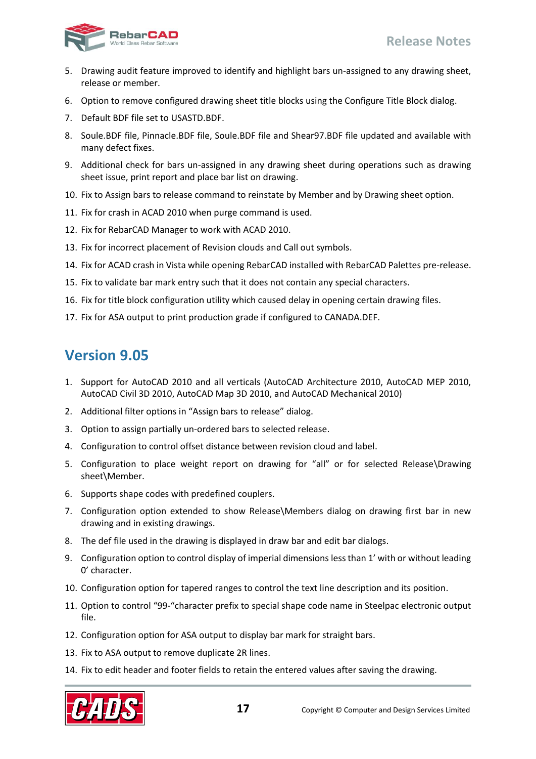5. Drawing audit feature improved to identify and highlight bars un-assigned to any drawing sheet, release or member.
6. Option to remove configured drawing sheet title blocks using the Configure Title Block dialog.
7. Default BDF file set to USASTD.BDF.
8. Soule.BDF file, Pinnacle.BDF file, Soule.BDF file and Shear97.BDF file updated and available with many defect fixes.
9. Additional check for bars un-assigned in any drawing sheet during operations such as drawing sheet issue, print report and place bar list on drawing.
10. Fix to Assign bars to release command to reinstate by Member and by Drawing sheet option.
11. Fix for crash in ACAD 2010 when purge command is used.
12. Fix for RebarCAD Manager to work with ACAD 2010.
13. Fix for incorrect placement of Revision clouds and Call out symbols.
14. Fix for ACAD crash in Vista while opening RebarCAD installed with RebarCAD Palettes pre-release.
15. Fix to validate bar mark entry such that it does not contain any special characters.
16. Fix for title block configuration utility which caused delay in opening certain drawing files.
17. Fix for ASA output to print production grade if configured to CANADA.DEF.

## Version 9.05

1. Support for AutoCAD 2010 and all verticals (AutoCAD Architecture 2010, AutoCAD MEP 2010, AutoCAD Civil 3D 2010, AutoCAD Map 3D 2010, and AutoCAD Mechanical 2010)
2. Additional filter options in “Assign bars to release” dialog.
3. Option to assign partially un-ordered bars to selected release.
4. Configuration to control offset distance between revision cloud and label.
5. Configuration to place weight report on drawing for “all” or for selected Release\Drawing sheet\Member.
6. Supports shape codes with predefined couplers.
7. Configuration option extended to show Release\Members dialog on drawing first bar in new drawing and in existing drawings.
8. The def file used in the drawing is displayed in draw bar and edit bar dialogs.
9. Configuration option to control display of imperial dimensions less than 1’ with or without leading 0’ character.
10. Configuration option for tapered ranges to control the text line description and its position.
11. Option to control “99-“character prefix to special shape code name in Steelpac electronic output file.
12. Configuration option for ASA output to display bar mark for straight bars.
13. Fix to ASA output to remove duplicate 2R lines.
14. Fix to edit header and footer fields to retain the entered values after saving the drawing.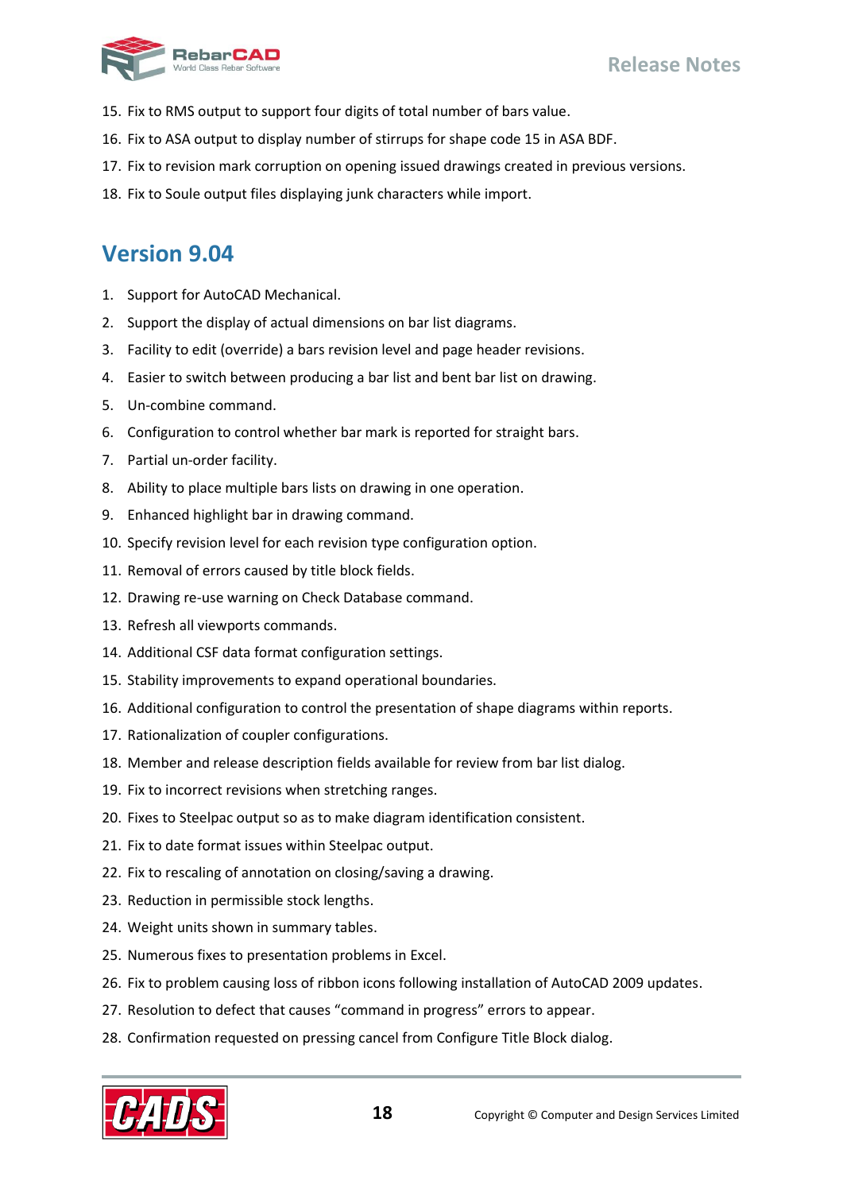15. Fix to RMS output to support four digits of total number of bars value.
16. Fix to ASA output to display number of stirrups for shape code 15 in ASA BDF.
17. Fix to revision mark corruption on opening issued drawings created in previous versions.
18. Fix to Soule output files displaying junk characters while import.

## Version 9.04

1. Support for AutoCAD Mechanical.
2. Support the display of actual dimensions on bar list diagrams.
3. Facility to edit (override) a bars revision level and page header revisions.
4. Easier to switch between producing a bar list and bent bar list on drawing.
5. Un-combine command.
6. Configuration to control whether bar mark is reported for straight bars.
7. Partial un-order facility.
8. Ability to place multiple bars lists on drawing in one operation.
9. Enhanced highlight bar in drawing command.
10. Specify revision level for each revision type configuration option.
11. Removal of errors caused by title block fields.
12. Drawing re-use warning on Check Database command.
13. Refresh all viewports commands.
14. Additional CSF data format configuration settings.
15. Stability improvements to expand operational boundaries.
16. Additional configuration to control the presentation of shape diagrams within reports.
17. Rationalization of coupler configurations.
18. Member and release description fields available for review from bar list dialog.
19. Fix to incorrect revisions when stretching ranges.
20. Fixes to Steelpac output so as to make diagram identification consistent.
21. Fix to date format issues within Steelpac output.
22. Fix to rescaling of annotation on closing/saving a drawing.
23. Reduction in permissible stock lengths.
24. Weight units shown in summary tables.
25. Numerous fixes to presentation problems in Excel.
26. Fix to problem causing loss of ribbon icons following installation of AutoCAD 2009 updates.
27. Resolution to defect that causes “command in progress” errors to appear.
28. Confirmation requested on pressing cancel from Configure Title Block dialog.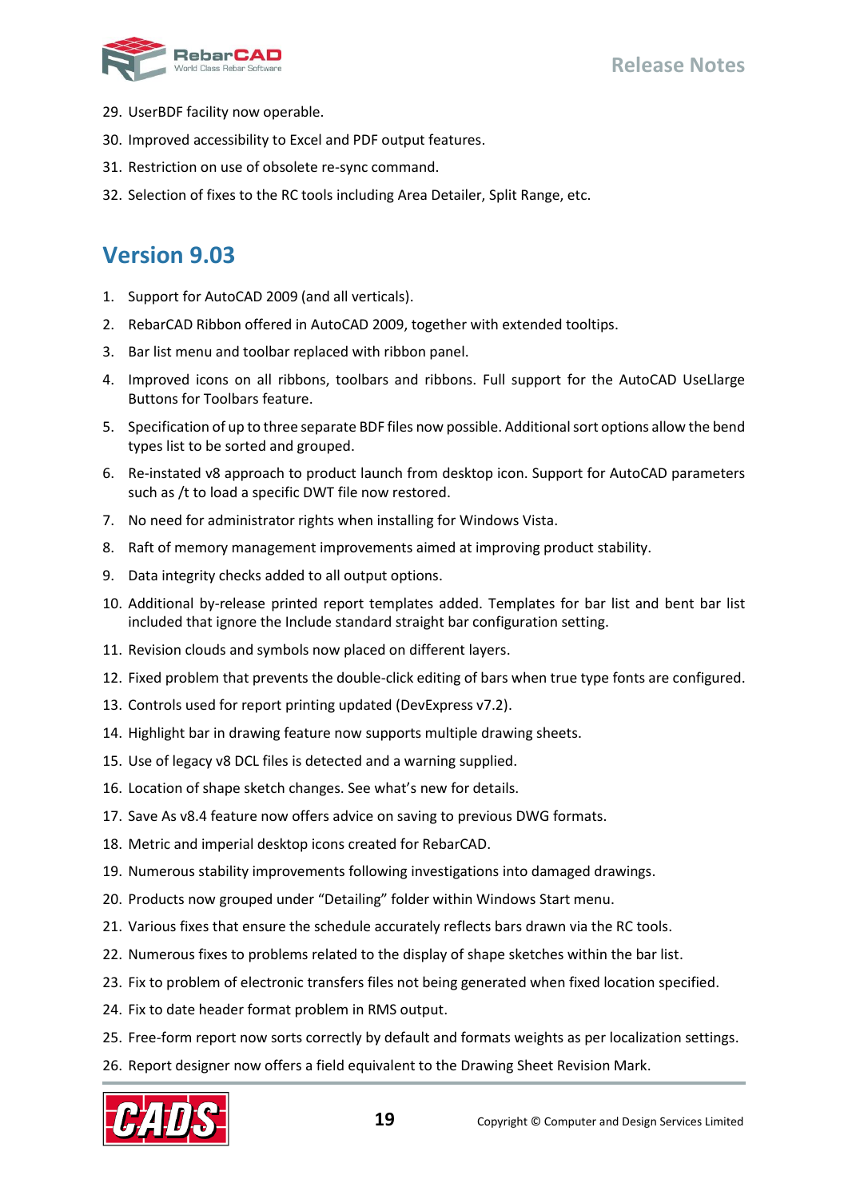29. UserBDF facility now operable.
30. Improved accessibility to Excel and PDF output features.
31. Restriction on use of obsolete re-sync command.
32. Selection of fixes to the RC tools including Area Detailer, Split Range, etc.

## Version 9.03

1. Support for AutoCAD 2009 (and all verticals).
2. RebarCAD Ribbon offered in AutoCAD 2009, together with extended tooltips.
3. Bar list menu and toolbar replaced with ribbon panel.
4. Improved icons on all ribbons, toolbars and ribbons. Full support for the AutoCAD UseLlarge Buttons for Toolbars feature.
5. Specification of up to three separate BDF files now possible. Additional sort options allow the bend types list to be sorted and grouped.
6. Re-instated v8 approach to product launch from desktop icon. Support for AutoCAD parameters such as /t to load a specific DWT file now restored.
7. No need for administrator rights when installing for Windows Vista.
8. Raft of memory management improvements aimed at improving product stability.
9. Data integrity checks added to all output options.
10. Additional by-release printed report templates added. Templates for bar list and bent bar list included that ignore the Include standard straight bar configuration setting.
11. Revision clouds and symbols now placed on different layers.
12. Fixed problem that prevents the double-click editing of bars when true type fonts are configured.
13. Controls used for report printing updated (DevExpress v7.2).
14. Highlight bar in drawing feature now supports multiple drawing sheets.
15. Use of legacy v8 DCL files is detected and a warning supplied.
16. Location of shape sketch changes. See what's new for details.
17. Save As v8.4 feature now offers advice on saving to previous DWG formats.
18. Metric and imperial desktop icons created for RebarCAD.
19. Numerous stability improvements following investigations into damaged drawings.
20. Products now grouped under "Detailing" folder within Windows Start menu.
21. Various fixes that ensure the schedule accurately reflects bars drawn via the RC tools.
22. Numerous fixes to problems related to the display of shape sketches within the bar list.
23. Fix to problem of electronic transfers files not being generated when fixed location specified.
24. Fix to date header format problem in RMS output.
25. Free-form report now sorts correctly by default and formats weights as per localization settings.
26. Report designer now offers a field equivalent to the Drawing Sheet Revision Mark.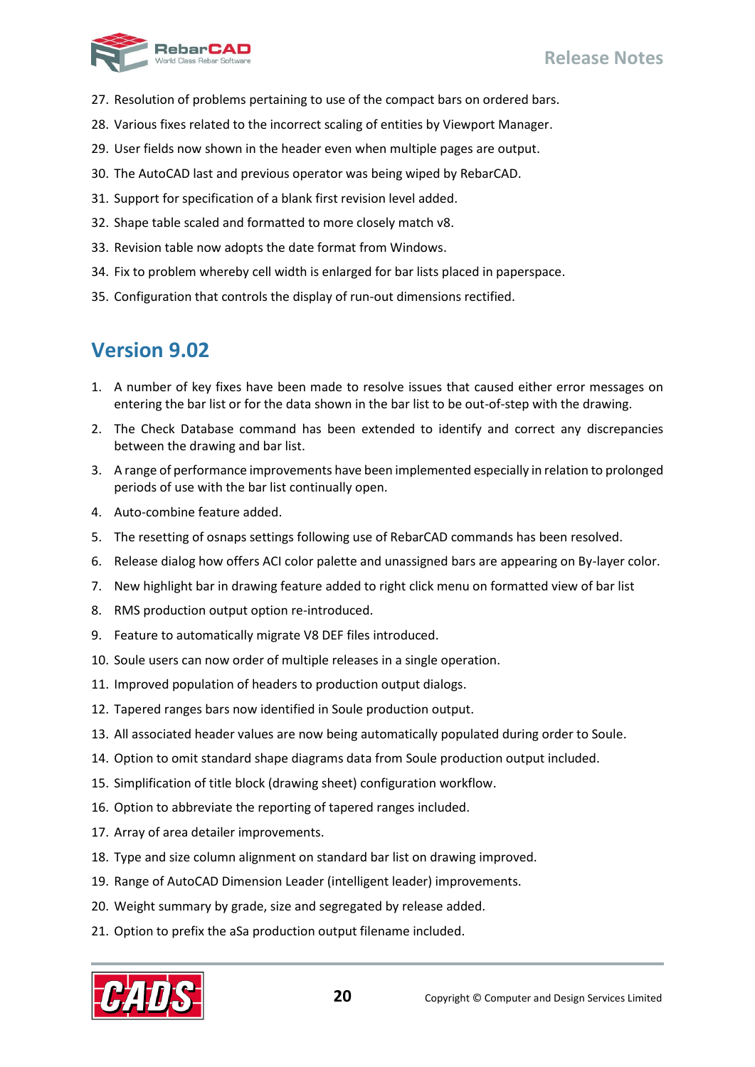27. Resolution of problems pertaining to use of the compact bars on ordered bars.
28. Various fixes related to the incorrect scaling of entities by Viewport Manager.
29. User fields now shown in the header even when multiple pages are output.
30. The AutoCAD last and previous operator was being wiped by RebarCAD.
31. Support for specification of a blank first revision level added.
32. Shape table scaled and formatted to more closely match v8.
33. Revision table now adopts the date format from Windows.
34. Fix to problem whereby cell width is enlarged for bar lists placed in paperspace.
35. Configuration that controls the display of run-out dimensions rectified.

## Version 9.02

1. A number of key fixes have been made to resolve issues that caused either error messages on entering the bar list or for the data shown in the bar list to be out-of-step with the drawing.
2. The Check Database command has been extended to identify and correct any discrepancies between the drawing and bar list.
3. A range of performance improvements have been implemented especially in relation to prolonged periods of use with the bar list continually open.
4. Auto-combine feature added.
5. The resetting of osnaps settings following use of RebarCAD commands has been resolved.
6. Release dialog how offers ACI color palette and unassigned bars are appearing on By-layer color.
7. New highlight bar in drawing feature added to right click menu on formatted view of bar list
8. RMS production output option re-introduced.
9. Feature to automatically migrate V8 DEF files introduced.
10. Soule users can now order of multiple releases in a single operation.
11. Improved population of headers to production output dialogs.
12. Tapered ranges bars now identified in Soule production output.
13. All associated header values are now being automatically populated during order to Soule.
14. Option to omit standard shape diagrams data from Soule production output included.
15. Simplification of title block (drawing sheet) configuration workflow.
16. Option to abbreviate the reporting of tapered ranges included.
17. Array of area detailer improvements.
18. Type and size column alignment on standard bar list on drawing improved.
19. Range of AutoCAD Dimension Leader (intelligent leader) improvements.
20. Weight summary by grade, size and segregated by release added.
21. Option to prefix the aSa production output filename included.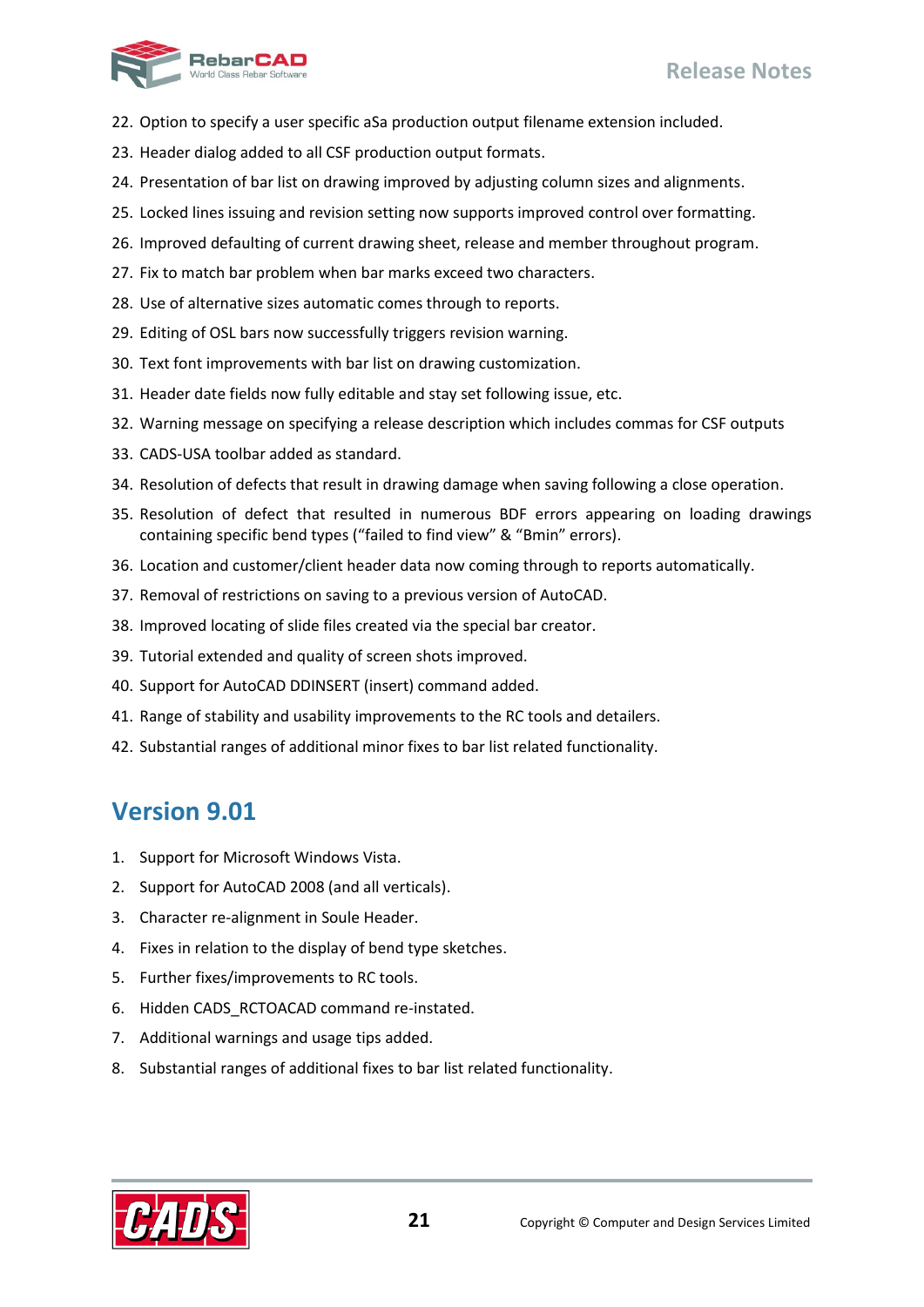22. Option to specify a user specific aSa production output filename extension included.
23. Header dialog added to all CSF production output formats.
24. Presentation of bar list on drawing improved by adjusting column sizes and alignments.
25. Locked lines issuing and revision setting now supports improved control over formatting.
26. Improved defaulting of current drawing sheet, release and member throughout program.
27. Fix to match bar problem when bar marks exceed two characters.
28. Use of alternative sizes automatic comes through to reports.
29. Editing of OSL bars now successfully triggers revision warning.
30. Text font improvements with bar list on drawing customization.
31. Header date fields now fully editable and stay set following issue, etc.
32. Warning message on specifying a release description which includes commas for CSF outputs
33. CADS-USA toolbar added as standard.
34. Resolution of defects that result in drawing damage when saving following a close operation.
35. Resolution of defect that resulted in numerous BDF errors appearing on loading drawings containing specific bend types (“failed to find view” & “Bmin” errors).
36. Location and customer/client header data now coming through to reports automatically.
37. Removal of restrictions on saving to a previous version of AutoCAD.
38. Improved locating of slide files created via the special bar creator.
39. Tutorial extended and quality of screen shots improved.
40. Support for AutoCAD DDINSERT (insert) command added.
41. Range of stability and usability improvements to the RC tools and detailers.
42. Substantial ranges of additional minor fixes to bar list related functionality.

## Version 9.01

1. Support for Microsoft Windows Vista.
2. Support for AutoCAD 2008 (and all verticals).
3. Character re-alignment in Soule Header.
4. Fixes in relation to the display of bend type sketches.
5. Further fixes/improvements to RC tools.
6. Hidden CADS_RCTOACAD command re-instated.
7. Additional warnings and usage tips added.
8. Substantial ranges of additional fixes to bar list related functionality.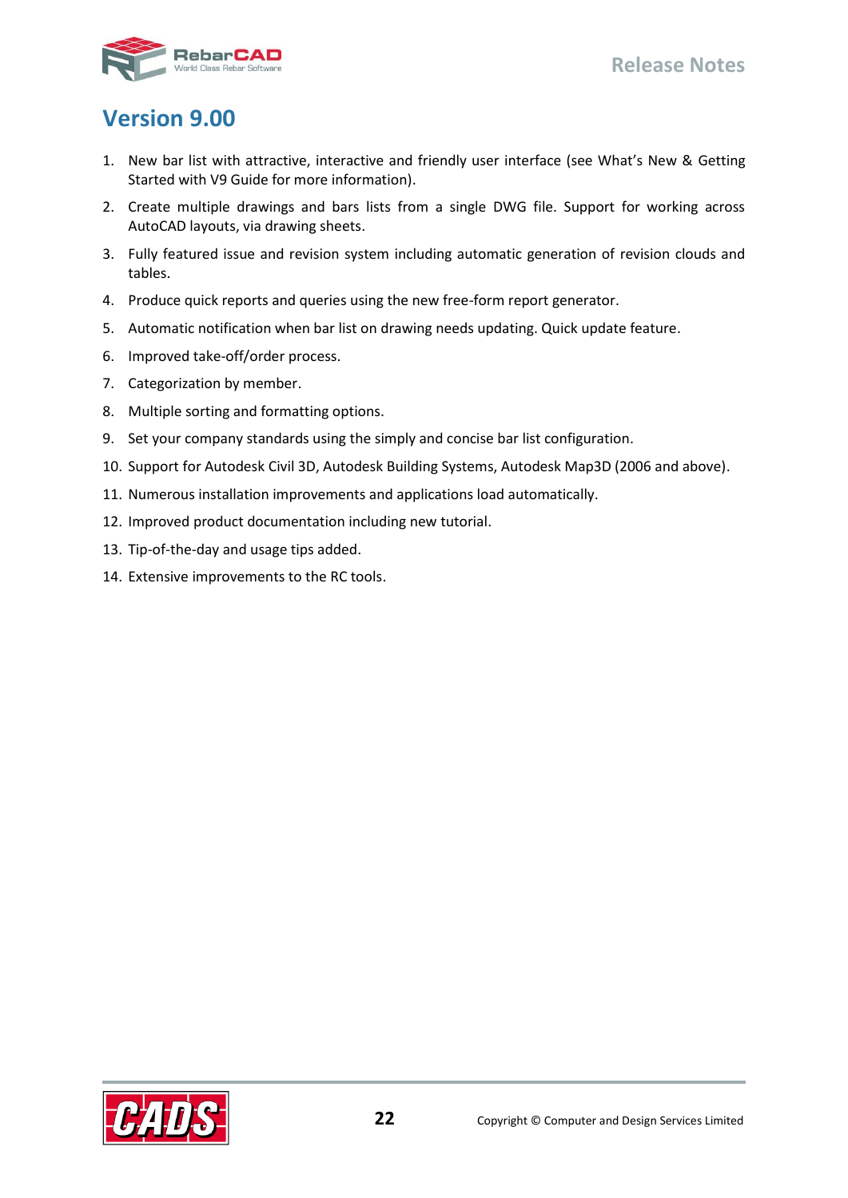## Version 9.00

1. New bar list with attractive, interactive and friendly user interface (see What's New & Getting Started with V9 Guide for more information).
2. Create multiple drawings and bars lists from a single DWG file. Support for working across AutoCAD layouts, via drawing sheets.
3. Fully featured issue and revision system including automatic generation of revision clouds and tables.
4. Produce quick reports and queries using the new free-form report generator.
5. Automatic notification when bar list on drawing needs updating. Quick update feature.
6. Improved take-off/order process.
7. Categorization by member.
8. Multiple sorting and formatting options.
9. Set your company standards using the simply and concise bar list configuration.
10. Support for Autodesk Civil 3D, Autodesk Building Systems, Autodesk Map3D (2006 and above).
11. Numerous installation improvements and applications load automatically.
12. Improved product documentation including new tutorial.
13. Tip-of-the-day and usage tips added.
14. Extensive improvements to the RC tools.